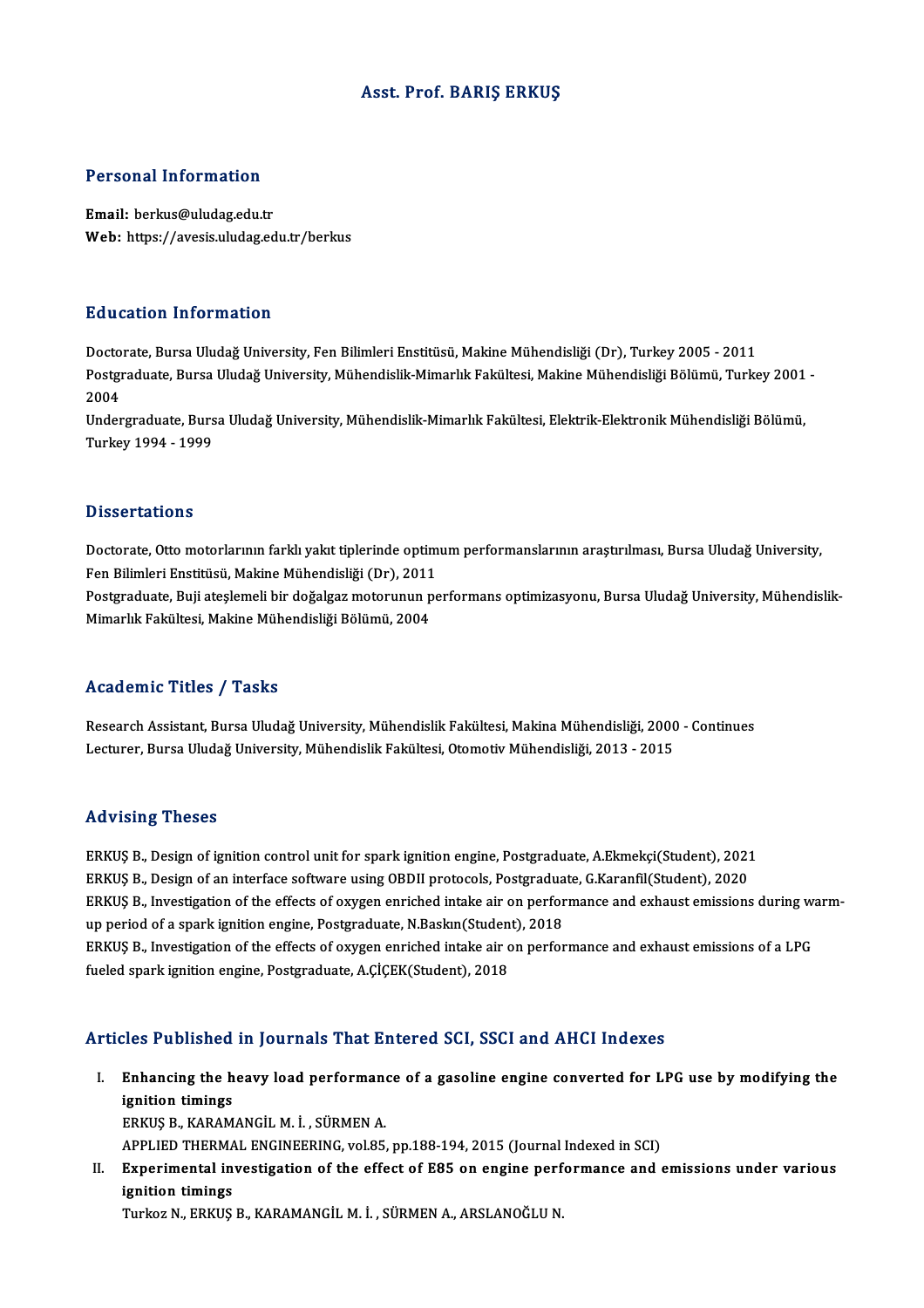# Asst. Prof. BARIŞ ERKUŞ

## Personal Information

**Email:** berkus@uludag.edu.tr
**Web:** https://avesis.uludag.edu.tr/berkus

## Education Information

Doctorate, Bursa Uludağ University, Fen Bilimleri Enstitüsü, Makine Mühendisliği (Dr), Turkey 2005 - 2011
Postgraduate, Bursa Uludağ University, Mühendislik-Mimarlık Fakültesi, Makine Mühendisliği Bölümü, Turkey 2001 - 2004
Undergraduate, Bursa Uludağ University, Mühendislik-Mimarlık Fakültesi, Elektrik-Elektronik Mühendisliği Bölümü, Turkey 1994 - 1999

## Dissertations

Doctorate, Otto motorlarının farklı yakıt tiplerinde optimum performanslarının araştırılması, Bursa Uludağ University, Fen Bilimleri Enstitüsü, Makine Mühendisliği (Dr), 2011
Postgraduate, Buji ateşlemeli bir doğalgaz motorunun performans optimizasyonu, Bursa Uludağ University, Mühendislik-Mimarlık Fakültesi, Makine Mühendisliği Bölümü, 2004

## Academic Titles / Tasks

Research Assistant, Bursa Uludağ University, Mühendislik Fakültesi, Makina Mühendisliği, 2000 - Continues
Lecturer, Bursa Uludağ University, Mühendislik Fakültesi, Otomotiv Mühendisliği, 2013 - 2015

## Advising Theses

ERKUŞ B., Design of ignition control unit for spark ignition engine, Postgraduate, A.Ekmekçi(Student), 2021
ERKUŞ B., Design of an interface software using OBDII protocols, Postgraduate, G.Karanfil(Student), 2020
ERKUŞ B., Investigation of the effects of oxygen enriched intake air on performance and exhaust emissions during warm-up period of a spark ignition engine, Postgraduate, N.Baskın(Student), 2018
ERKUŞ B., Investigation of the effects of oxygen enriched intake air on performance and exhaust emissions of a LPG fueled spark ignition engine, Postgraduate, A.ÇİÇEK(Student), 2018

## Articles Published in Journals That Entered SCI, SSCI and AHCI Indexes

I. **Enhancing the heavy load performance of a gasoline engine converted for LPG use by modifying the ignition timings**
   ERKUŞ B., KARAMANGİL M. İ. , SÜRMEN A.
   APPLIED THERMAL ENGINEERING, vol.85, pp.188-194, 2015 (Journal Indexed in SCI)
II. **Experimental investigation of the effect of E85 on engine performance and emissions under various ignition timings**
   Turkoz N., ERKUŞ B., KARAMANGİL M. İ. , SÜRMEN A., ARSLANOĞLU N.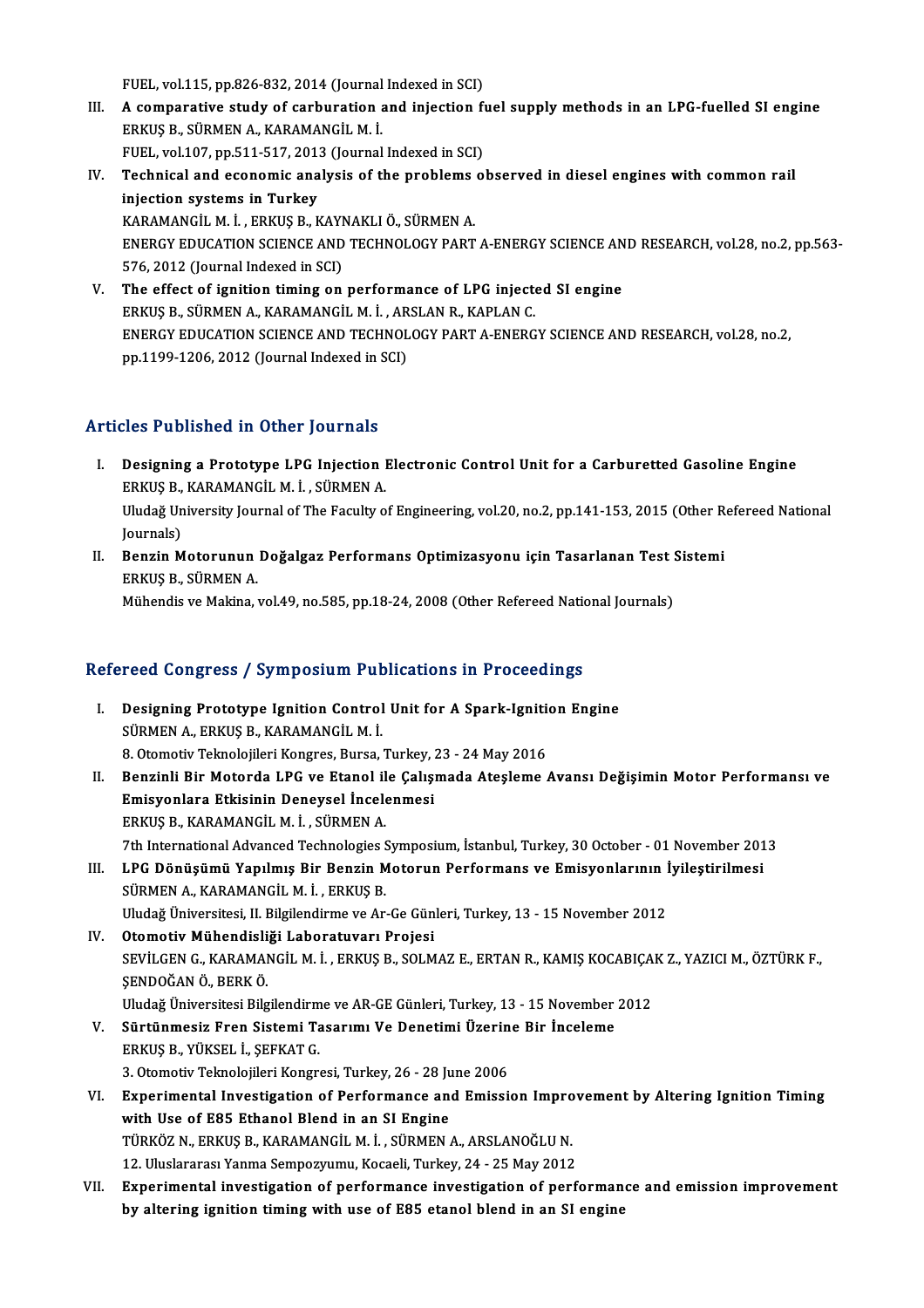FUEL, vol.115, pp.826-832, 2014 (Journal Indexed in SCI)

III. **A comparative study of carburation and injection fuel supply methods in an LPG-fuelled SI engine**
ERKUŞ B., SÜRMEN A., KARAMANGİL M. İ.
FUEL, vol.107, pp.511-517, 2013 (Journal Indexed in SCI)

IV. **Technical and economic analysis of the problems observed in diesel engines with common rail injection systems in Turkey**
KARAMANGİL M. İ. , ERKUŞ B., KAYNAKLI Ö., SÜRMEN A.
ENERGY EDUCATION SCIENCE AND TECHNOLOGY PART A-ENERGY SCIENCE AND RESEARCH, vol.28, no.2, pp.563-576, 2012 (Journal Indexed in SCI)

V. **The effect of ignition timing on performance of LPG injected SI engine**
ERKUŞ B., SÜRMEN A., KARAMANGİL M. İ. , ARSLAN R., KAPLAN C.
ENERGY EDUCATION SCIENCE AND TECHNOLOGY PART A-ENERGY SCIENCE AND RESEARCH, vol.28, no.2, pp.1199-1206, 2012 (Journal Indexed in SCI)

## Articles Published in Other Journals

I. **Designing a Prototype LPG Injection Electronic Control Unit for a Carburetted Gasoline Engine**
ERKUŞ B., KARAMANGİL M. İ. , SÜRMEN A.
Uludağ University Journal of The Faculty of Engineering, vol.20, no.2, pp.141-153, 2015 (Other Refereed National Journals)

II. **Benzin Motorunun Doğalgaz Performans Optimizasyonu için Tasarlanan Test Sistemi**
ERKUŞ B., SÜRMEN A.
Mühendis ve Makina, vol.49, no.585, pp.18-24, 2008 (Other Refereed National Journals)

## Refereed Congress / Symposium Publications in Proceedings

I. **Designing Prototype Ignition Control Unit for A Spark-Ignition Engine**
SÜRMEN A., ERKUŞ B., KARAMANGİL M. İ.
8. Otomotiv Teknolojileri Kongres, Bursa, Turkey, 23 - 24 May 2016

II. **Benzinli Bir Motorda LPG ve Etanol ile Çalışmada Ateşleme Avansı Değişimin Motor Performansı ve Emisyonlara Etkisinin Deneysel İncelenmesi**
ERKUŞ B., KARAMANGİL M. İ. , SÜRMEN A.
7th International Advanced Technologies Symposium, İstanbul, Turkey, 30 October - 01 November 2013

III. **LPG Dönüşümü Yapılmış Bir Benzin Motorun Performans ve Emisyonlarının İyileştirilmesi**
SÜRMEN A., KARAMANGİL M. İ. , ERKUŞ B.
Uludağ Üniversitesi, II. Bilgilendirme ve Ar-Ge Günleri, Turkey, 13 - 15 November 2012

IV. **Otomotiv Mühendisliği Laboratuvarı Projesi**
SEVİLGEN G., KARAMANGİL M. İ. , ERKUŞ B., SOLMAZ E., ERTAN R., KAMIŞ KOCABIÇAK Z., YAZICI M., ÖZTÜRK F., ŞENDOĞAN Ö., BERK Ö.
Uludağ Üniversitesi Bilgilendirme ve AR-GE Günleri, Turkey, 13 - 15 November 2012

V. **Sürtünmesiz Fren Sistemi Tasarımı Ve Denetimi Üzerine Bir İnceleme**
ERKUŞ B., YÜKSEL İ., ŞEFKAT G.
3. Otomotiv Teknolojileri Kongresi, Turkey, 26 - 28 June 2006

VI. **Experimental Investigation of Performance and Emission Improvement by Altering Ignition Timing with Use of E85 Ethanol Blend in an SI Engine**
TÜRKÖZ N., ERKUŞ B., KARAMANGİL M. İ. , SÜRMEN A., ARSLANOĞLU N.
12. Uluslararası Yanma Sempozyumu, Kocaeli, Turkey, 24 - 25 May 2012

VII. **Experimental investigation of performance investigation of performance and emission improvement by altering ignition timing with use of E85 etanol blend in an SI engine**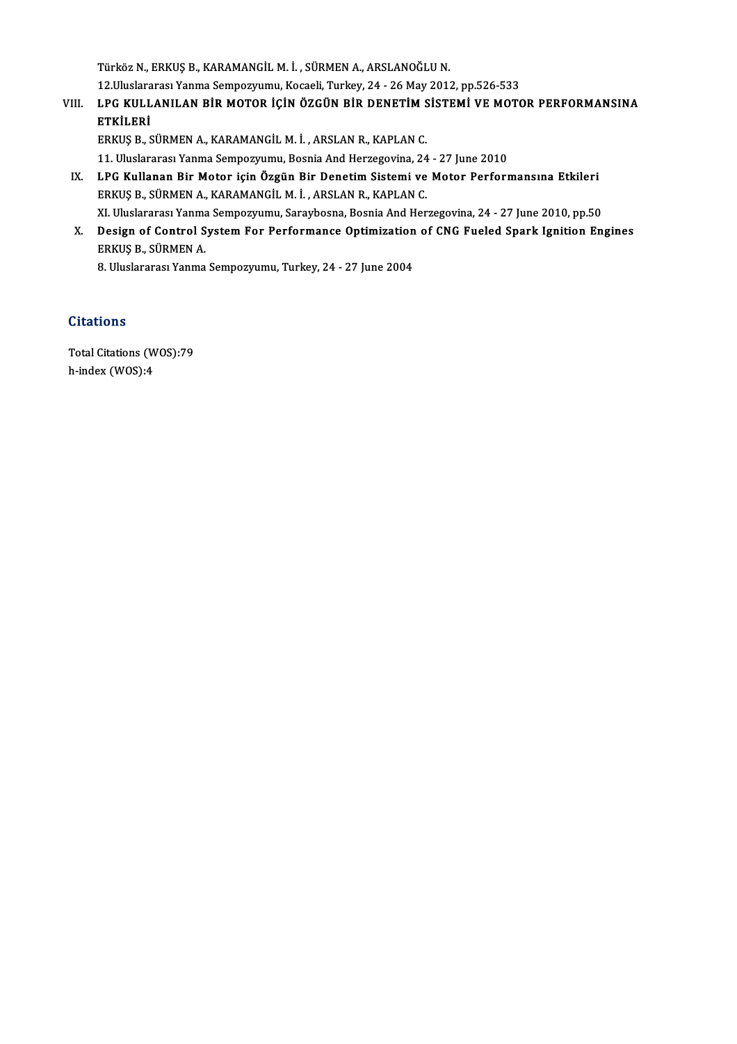Türköz N., ERKUŞ B., KARAMANGİL M. İ. , SÜRMEN A., ARSLANOĞLU N.
12.Uluslararası Yanma Sempozyumu, Kocaeli, Turkey, 24 - 26 May 2012, pp.526-533

VIII. **LPG KULLANILAN BİR MOTOR İÇİN ÖZGÜN BİR DENETİM SİSTEMİ VE MOTOR PERFORMANSINA ETKİLERİ**
ERKUŞ B., SÜRMEN A., KARAMANGİL M. İ. , ARSLAN R., KAPLAN C.
11. Uluslararası Yanma Sempozyumu, Bosnia And Herzegovina, 24 - 27 June 2010

IX. **LPG Kullanan Bir Motor için Özgün Bir Denetim Sistemi ve Motor Performansına Etkileri**
ERKUŞ B., SÜRMEN A., KARAMANGİL M. İ. , ARSLAN R., KAPLAN C.
XI. Uluslararası Yanma Sempozyumu, Saraybosna, Bosnia And Herzegovina, 24 - 27 June 2010, pp.50

X. **Design of Control System For Performance Optimization of CNG Fueled Spark Ignition Engines**
ERKUŞ B., SÜRMEN A.
8. Uluslararası Yanma Sempozyumu, Turkey, 24 - 27 June 2004

## Citations

Total Citations (WOS):79
h-index (WOS):4